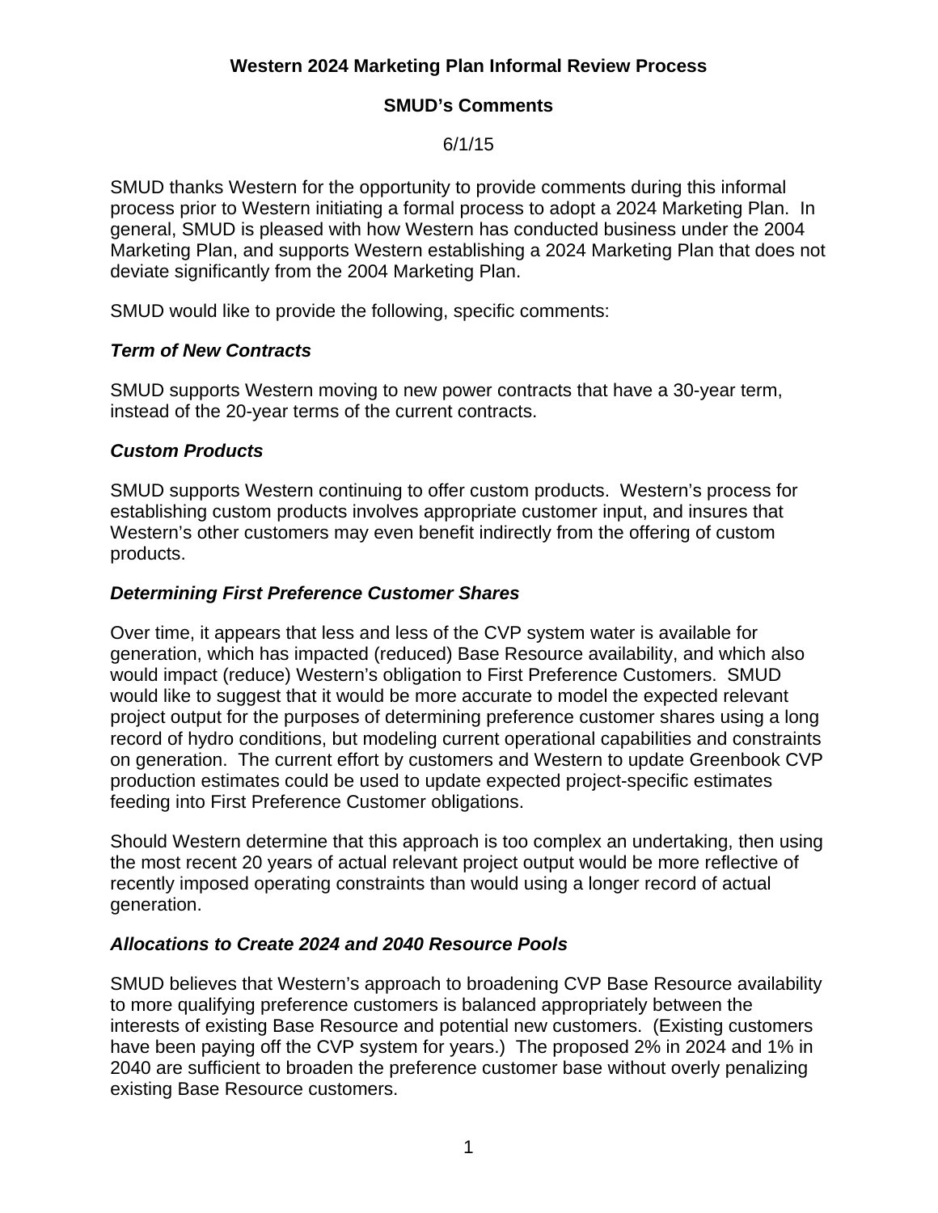**Western 2024 Marketing Plan Informal Review Process**

**SMUD's Comments**

6/1/15

SMUD thanks Western for the opportunity to provide comments during this informal process prior to Western initiating a formal process to adopt a 2024 Marketing Plan. In general, SMUD is pleased with how Western has conducted business under the 2004 Marketing Plan, and supports Western establishing a 2024 Marketing Plan that does not deviate significantly from the 2004 Marketing Plan.

SMUD would like to provide the following, specific comments:

***Term of New Contracts***

SMUD supports Western moving to new power contracts that have a 30-year term, instead of the 20-year terms of the current contracts.

***Custom Products***

SMUD supports Western continuing to offer custom products. Western's process for establishing custom products involves appropriate customer input, and insures that Western's other customers may even benefit indirectly from the offering of custom products.

***Determining First Preference Customer Shares***

Over time, it appears that less and less of the CVP system water is available for generation, which has impacted (reduced) Base Resource availability, and which also would impact (reduce) Western's obligation to First Preference Customers. SMUD would like to suggest that it would be more accurate to model the expected relevant project output for the purposes of determining preference customer shares using a long record of hydro conditions, but modeling current operational capabilities and constraints on generation. The current effort by customers and Western to update Greenbook CVP production estimates could be used to update expected project-specific estimates feeding into First Preference Customer obligations.

Should Western determine that this approach is too complex an undertaking, then using the most recent 20 years of actual relevant project output would be more reflective of recently imposed operating constraints than would using a longer record of actual generation.

***Allocations to Create 2024 and 2040 Resource Pools***

SMUD believes that Western's approach to broadening CVP Base Resource availability to more qualifying preference customers is balanced appropriately between the interests of existing Base Resource and potential new customers. (Existing customers have been paying off the CVP system for years.) The proposed 2% in 2024 and 1% in 2040 are sufficient to broaden the preference customer base without overly penalizing existing Base Resource customers.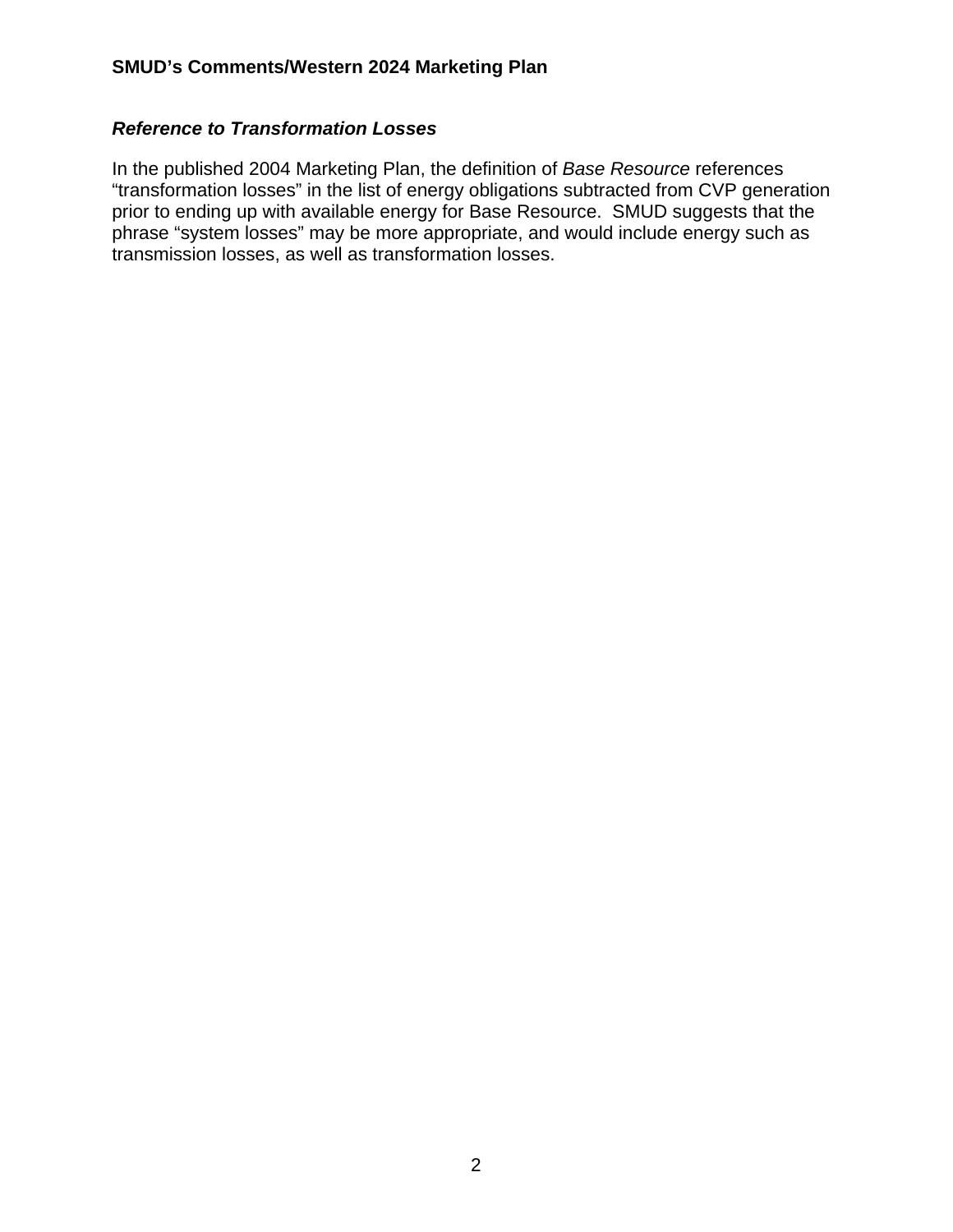### *Reference to Transformation Losses*

In the published 2004 Marketing Plan, the definition of *Base Resource* references “transformation losses” in the list of energy obligations subtracted from CVP generation prior to ending up with available energy for Base Resource. SMUD suggests that the phrase “system losses” may be more appropriate, and would include energy such as transmission losses, as well as transformation losses.